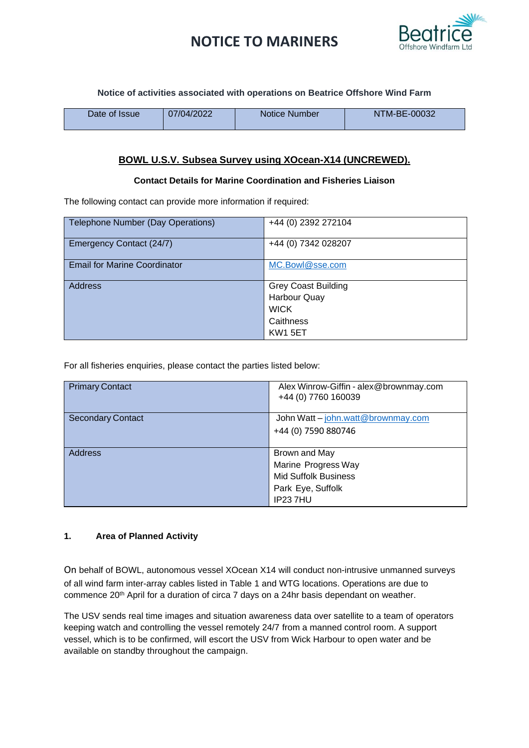# NOTICE TO MARINERS

**Notice of activities associated with operations on Beatrice Offshore Wind Farm**

| | | | |
|---|---|---|---|
| Date of Issue | 07/04/2022 | Notice Number | NTM-BE-00032 |

**BOWL U.S.V. Subsea Survey using XOcean-X14 (UNCREWED).**

**Contact Details for Marine Coordination and Fisheries Liaison**

The following contact can provide more information if required:

| | |
|---|---|
| Telephone Number (Day Operations) | +44 (0) 2392 272104 |
| Emergency Contact (24/7) | +44 (0) 7342 028207 |
| Email for Marine Coordinator | MC.Bowl@sse.com |
| Address | Grey Coast Building<br>Harbour Quay<br>WICK<br>Caithness<br>KW1 5ET |

For all fisheries enquiries, please contact the parties listed below:

| | |
|---|---|
| Primary Contact | Alex Winrow-Giffin - alex@brownmay.com<br>+44 (0) 7760 160039 |
| Secondary Contact | John Watt – john.watt@brownmay.com<br>+44 (0) 7590 880746 |
| Address | Brown and May<br>Marine Progress Way<br>Mid Suffolk Business<br>Park Eye, Suffolk<br>IP23 7HU |

#### 1. Area of Planned Activity

On behalf of BOWL, autonomous vessel XOcean X14 will conduct non-intrusive unmanned surveys of all wind farm inter-array cables listed in Table 1 and WTG locations. Operations are due to commence 20th April for a duration of circa 7 days on a 24hr basis dependant on weather.

The USV sends real time images and situation awareness data over satellite to a team of operators keeping watch and controlling the vessel remotely 24/7 from a manned control room. A support vessel, which is to be confirmed, will escort the USV from Wick Harbour to open water and be available on standby throughout the campaign.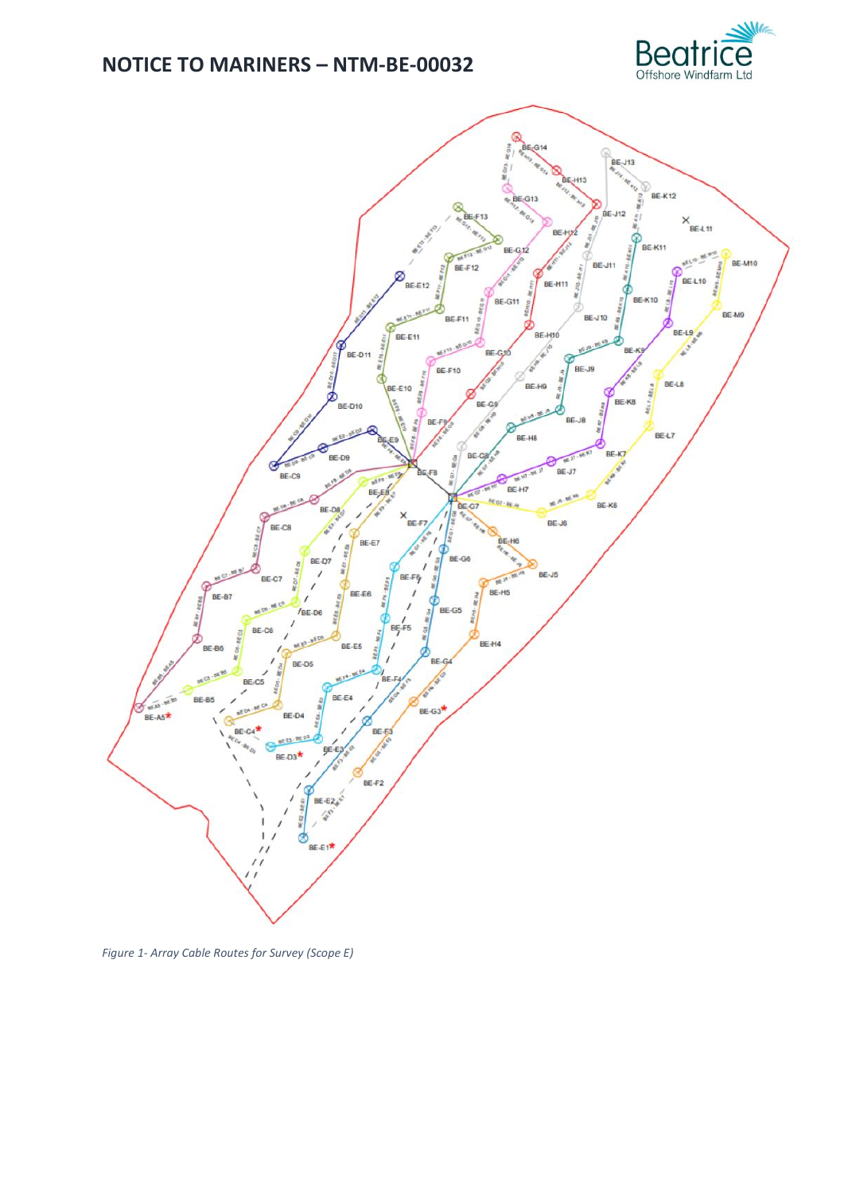*Figure 1- Array Cable Routes for Survey (Scope E)*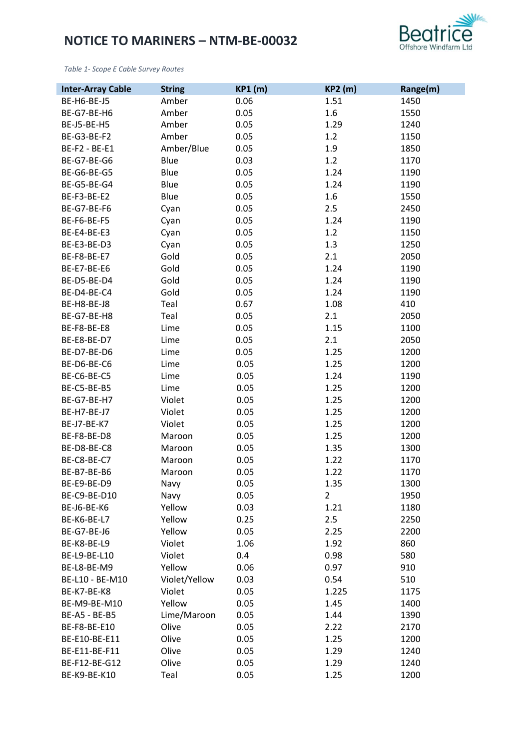# NOTICE TO MARINERS – NTM-BE-00032

*Table 1- Scope E Cable Survey Routes*

| Inter-Array Cable | String | KP1 (m) | KP2 (m) | Range(m) |
|---|---|---|---|---|
| BE-H6-BE-J5 | Amber | 0.06 | 1.51 | 1450 |
| BE-G7-BE-H6 | Amber | 0.05 | 1.6 | 1550 |
| BE-J5-BE-H5 | Amber | 0.05 | 1.29 | 1240 |
| BE-G3-BE-F2 | Amber | 0.05 | 1.2 | 1150 |
| BE-F2 - BE-E1 | Amber/Blue | 0.05 | 1.9 | 1850 |
| BE-G7-BE-G6 | Blue | 0.03 | 1.2 | 1170 |
| BE-G6-BE-G5 | Blue | 0.05 | 1.24 | 1190 |
| BE-G5-BE-G4 | Blue | 0.05 | 1.24 | 1190 |
| BE-F3-BE-E2 | Blue | 0.05 | 1.6 | 1550 |
| BE-G7-BE-F6 | Cyan | 0.05 | 2.5 | 2450 |
| BE-F6-BE-F5 | Cyan | 0.05 | 1.24 | 1190 |
| BE-E4-BE-E3 | Cyan | 0.05 | 1.2 | 1150 |
| BE-E3-BE-D3 | Cyan | 0.05 | 1.3 | 1250 |
| BE-F8-BE-E7 | Gold | 0.05 | 2.1 | 2050 |
| BE-E7-BE-E6 | Gold | 0.05 | 1.24 | 1190 |
| BE-D5-BE-D4 | Gold | 0.05 | 1.24 | 1190 |
| BE-D4-BE-C4 | Gold | 0.05 | 1.24 | 1190 |
| BE-H8-BE-J8 | Teal | 0.67 | 1.08 | 410 |
| BE-G7-BE-H8 | Teal | 0.05 | 2.1 | 2050 |
| BE-F8-BE-E8 | Lime | 0.05 | 1.15 | 1100 |
| BE-E8-BE-D7 | Lime | 0.05 | 2.1 | 2050 |
| BE-D7-BE-D6 | Lime | 0.05 | 1.25 | 1200 |
| BE-D6-BE-C6 | Lime | 0.05 | 1.25 | 1200 |
| BE-C6-BE-C5 | Lime | 0.05 | 1.24 | 1190 |
| BE-C5-BE-B5 | Lime | 0.05 | 1.25 | 1200 |
| BE-G7-BE-H7 | Violet | 0.05 | 1.25 | 1200 |
| BE-H7-BE-J7 | Violet | 0.05 | 1.25 | 1200 |
| BE-J7-BE-K7 | Violet | 0.05 | 1.25 | 1200 |
| BE-F8-BE-D8 | Maroon | 0.05 | 1.25 | 1200 |
| BE-D8-BE-C8 | Maroon | 0.05 | 1.35 | 1300 |
| BE-C8-BE-C7 | Maroon | 0.05 | 1.22 | 1170 |
| BE-B7-BE-B6 | Maroon | 0.05 | 1.22 | 1170 |
| BE-E9-BE-D9 | Navy | 0.05 | 1.35 | 1300 |
| BE-C9-BE-D10 | Navy | 0.05 | 2 | 1950 |
| BE-J6-BE-K6 | Yellow | 0.03 | 1.21 | 1180 |
| BE-K6-BE-L7 | Yellow | 0.25 | 2.5 | 2250 |
| BE-G7-BE-J6 | Yellow | 0.05 | 2.25 | 2200 |
| BE-K8-BE-L9 | Violet | 1.06 | 1.92 | 860 |
| BE-L9-BE-L10 | Violet | 0.4 | 0.98 | 580 |
| BE-L8-BE-M9 | Yellow | 0.06 | 0.97 | 910 |
| BE-L10 - BE-M10 | Violet/Yellow | 0.03 | 0.54 | 510 |
| BE-K7-BE-K8 | Violet | 0.05 | 1.225 | 1175 |
| BE-M9-BE-M10 | Yellow | 0.05 | 1.45 | 1400 |
| BE-A5 - BE-B5 | Lime/Maroon | 0.05 | 1.44 | 1390 |
| BE-F8-BE-E10 | Olive | 0.05 | 2.22 | 2170 |
| BE-E10-BE-E11 | Olive | 0.05 | 1.25 | 1200 |
| BE-E11-BE-F11 | Olive | 0.05 | 1.29 | 1240 |
| BE-F12-BE-G12 | Olive | 0.05 | 1.29 | 1240 |
| BE-K9-BE-K10 | Teal | 0.05 | 1.25 | 1200 |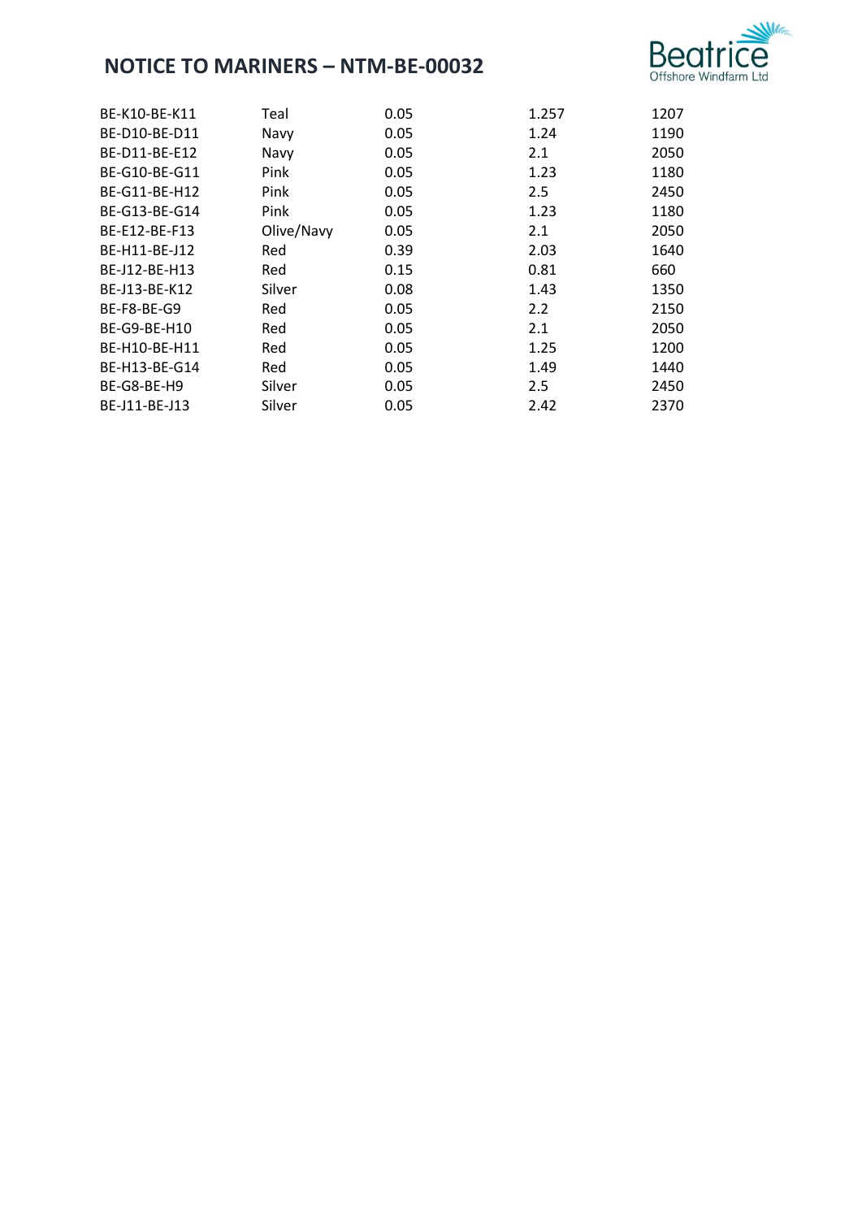| | | | | |
|---|---|---|---|---|
| BE-K10-BE-K11 | Teal | 0.05 | 1.257 | 1207 |
| BE-D10-BE-D11 | Navy | 0.05 | 1.24 | 1190 |
| BE-D11-BE-E12 | Navy | 0.05 | 2.1 | 2050 |
| BE-G10-BE-G11 | Pink | 0.05 | 1.23 | 1180 |
| BE-G11-BE-H12 | Pink | 0.05 | 2.5 | 2450 |
| BE-G13-BE-G14 | Pink | 0.05 | 1.23 | 1180 |
| BE-E12-BE-F13 | Olive/Navy | 0.05 | 2.1 | 2050 |
| BE-H11-BE-J12 | Red | 0.39 | 2.03 | 1640 |
| BE-J12-BE-H13 | Red | 0.15 | 0.81 | 660 |
| BE-J13-BE-K12 | Silver | 0.08 | 1.43 | 1350 |
| BE-F8-BE-G9 | Red | 0.05 | 2.2 | 2150 |
| BE-G9-BE-H10 | Red | 0.05 | 2.1 | 2050 |
| BE-H10-BE-H11 | Red | 0.05 | 1.25 | 1200 |
| BE-H13-BE-G14 | Red | 0.05 | 1.49 | 1440 |
| BE-G8-BE-H9 | Silver | 0.05 | 2.5 | 2450 |
| BE-J11-BE-J13 | Silver | 0.05 | 2.42 | 2370 |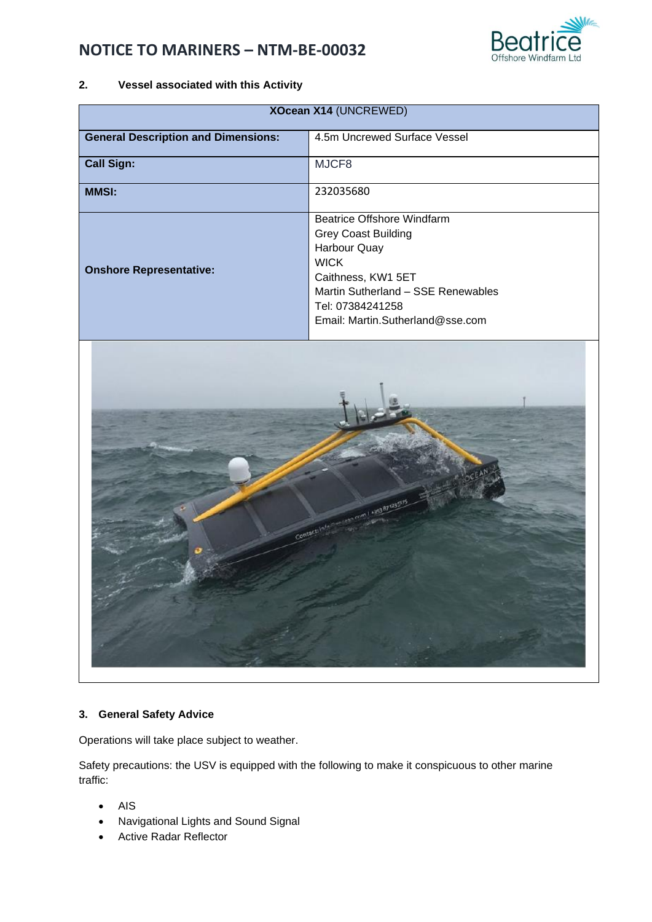## 2. Vessel associated with this Activity

| **XOcean X14** (UNCREWED) | |
|---|---|
| **General Description and Dimensions:** | 4.5m Uncrewed Surface Vessel |
| **Call Sign:** | MJCF8 |
| **MMSI:** | 232035680 |
| **Onshore Representative:** | Beatrice Offshore Windfarm<br>Grey Coast Building<br>Harbour Quay<br>WICK<br>Caithness, KW1 5ET<br>Martin Sutherland – SSE Renewables<br>Tel: 07384241258<br>Email: Martin.Sutherland@sse.com |

## 3. General Safety Advice

Operations will take place subject to weather.

Safety precautions: the USV is equipped with the following to make it conspicuous to other marine traffic:

- AIS
- Navigational Lights and Sound Signal
- Active Radar Reflector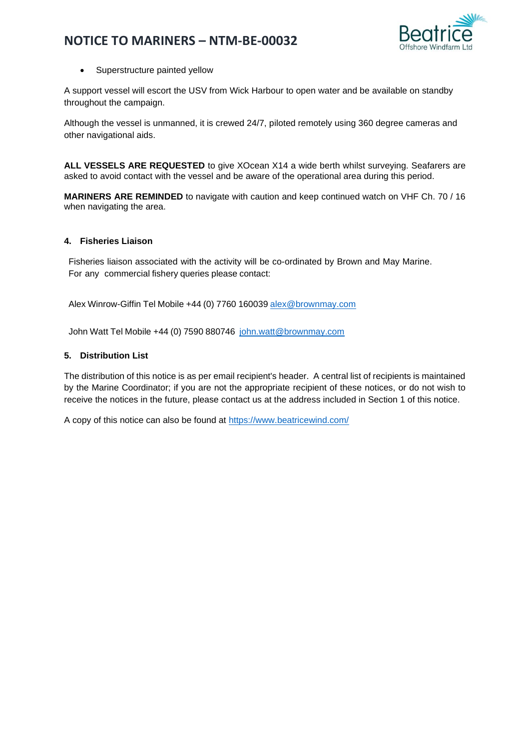- Superstructure painted yellow

A support vessel will escort the USV from Wick Harbour to open water and be available on standby throughout the campaign.

Although the vessel is unmanned, it is crewed 24/7, piloted remotely using 360 degree cameras and other navigational aids.

**ALL VESSELS ARE REQUESTED** to give XOcean X14 a wide berth whilst surveying. Seafarers are asked to avoid contact with the vessel and be aware of the operational area during this period.

**MARINERS ARE REMINDED** to navigate with caution and keep continued watch on VHF Ch. 70 / 16 when navigating the area.

### 4. Fisheries Liaison

Fisheries liaison associated with the activity will be co-ordinated by Brown and May Marine. For any commercial fishery queries please contact:

Alex Winrow-Giffin Tel Mobile +44 (0) 7760 160039 alex@brownmay.com

John Watt Tel Mobile +44 (0) 7590 880746 john.watt@brownmay.com

### 5. Distribution List

The distribution of this notice is as per email recipient's header. A central list of recipients is maintained by the Marine Coordinator; if you are not the appropriate recipient of these notices, or do not wish to receive the notices in the future, please contact us at the address included in Section 1 of this notice.

A copy of this notice can also be found at https://www.beatricewind.com/